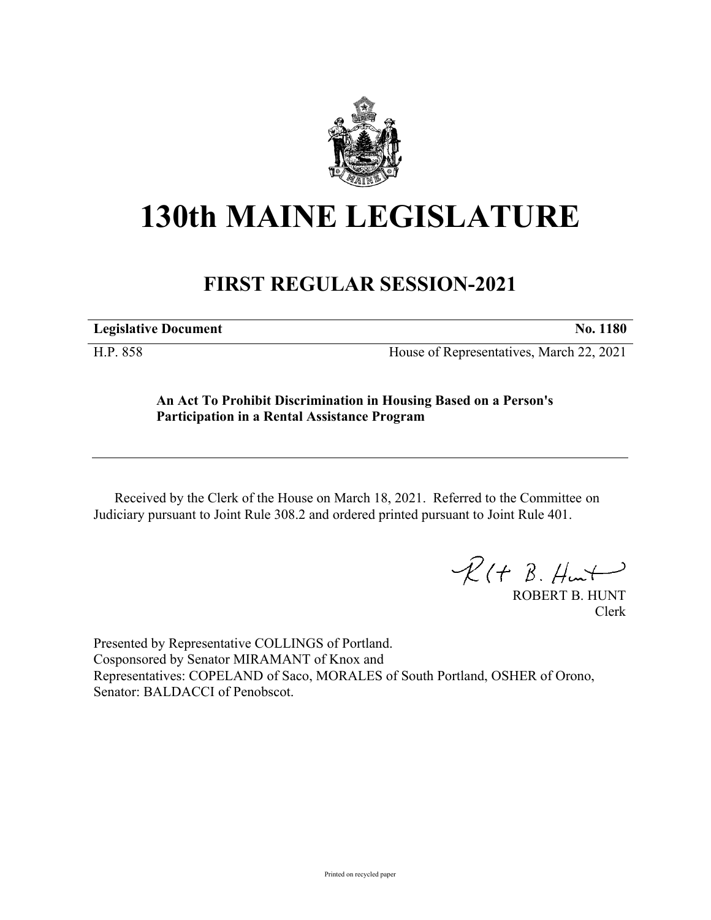# 130th MAINE LEGISLATURE

## FIRST REGULAR SESSION-2021

**Legislative Document** **No. 1180**

H.P. 858 House of Representatives, March 22, 2021

**An Act To Prohibit Discrimination in Housing Based on a Person's Participation in a Rental Assistance Program**

Received by the Clerk of the House on March 18, 2021. Referred to the Committee on Judiciary pursuant to Joint Rule 308.2 and ordered printed pursuant to Joint Rule 401.

ROBERT B. HUNT
Clerk

Presented by Representative COLLINGS of Portland.
Cosponsored by Senator MIRAMANT of Knox and
Representatives: COPELAND of Saco, MORALES of South Portland, OSHER of Orono,
Senator: BALDACCI of Penobscot.

Printed on recycled paper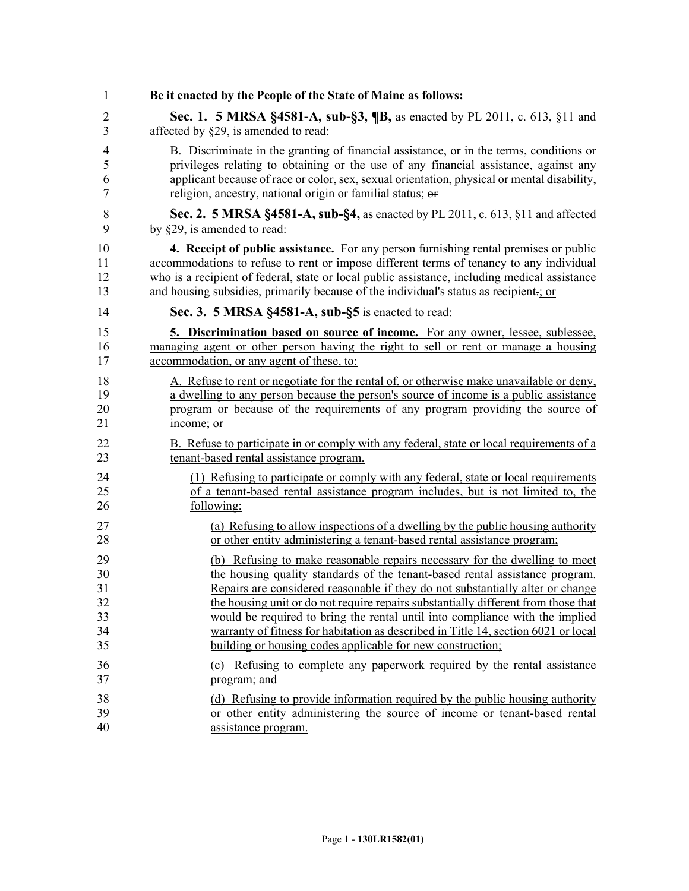**Be it enacted by the People of the State of Maine as follows:**

**Sec. 1. 5 MRSA §4581-A, sub-§3, ¶B,** as enacted by PL 2011, c. 613, §11 and affected by §29, is amended to read:

B. Discriminate in the granting of financial assistance, or in the terms, conditions or privileges relating to obtaining or the use of any financial assistance, against any applicant because of race or color, sex, sexual orientation, physical or mental disability, religion, ancestry, national origin or familial status; ~~or~~

**Sec. 2. 5 MRSA §4581-A, sub-§4,** as enacted by PL 2011, c. 613, §11 and affected by §29, is amended to read:

**4. Receipt of public assistance.** For any person furnishing rental premises or public accommodations to refuse to rent or impose different terms of tenancy to any individual who is a recipient of federal, state or local public assistance, including medical assistance and housing subsidies, primarily because of the individual's status as recipient~~.~~<u>; or</u>

**Sec. 3. 5 MRSA §4581-A, sub-§5** is enacted to read:

<u>**5. Discrimination based on source of income.** For any owner, lessee, sublessee, managing agent or other person having the right to sell or rent or manage a housing accommodation, or any agent of these, to:</u>

<u>A. Refuse to rent or negotiate for the rental of, or otherwise make unavailable or deny, a dwelling to any person because the person's source of income is a public assistance program or because of the requirements of any program providing the source of income; or</u>

<u>B. Refuse to participate in or comply with any federal, state or local requirements of a tenant-based rental assistance program.</u>

<u>(1) Refusing to participate or comply with any federal, state or local requirements of a tenant-based rental assistance program includes, but is not limited to, the following:</u>

<u>(a) Refusing to allow inspections of a dwelling by the public housing authority or other entity administering a tenant-based rental assistance program;</u>

<u>(b) Refusing to make reasonable repairs necessary for the dwelling to meet the housing quality standards of the tenant-based rental assistance program. Repairs are considered reasonable if they do not substantially alter or change the housing unit or do not require repairs substantially different from those that would be required to bring the rental until into compliance with the implied warranty of fitness for habitation as described in Title 14, section 6021 or local building or housing codes applicable for new construction;</u>

<u>(c) Refusing to complete any paperwork required by the rental assistance program; and</u>

<u>(d) Refusing to provide information required by the public housing authority or other entity administering the source of income or tenant-based rental assistance program.</u>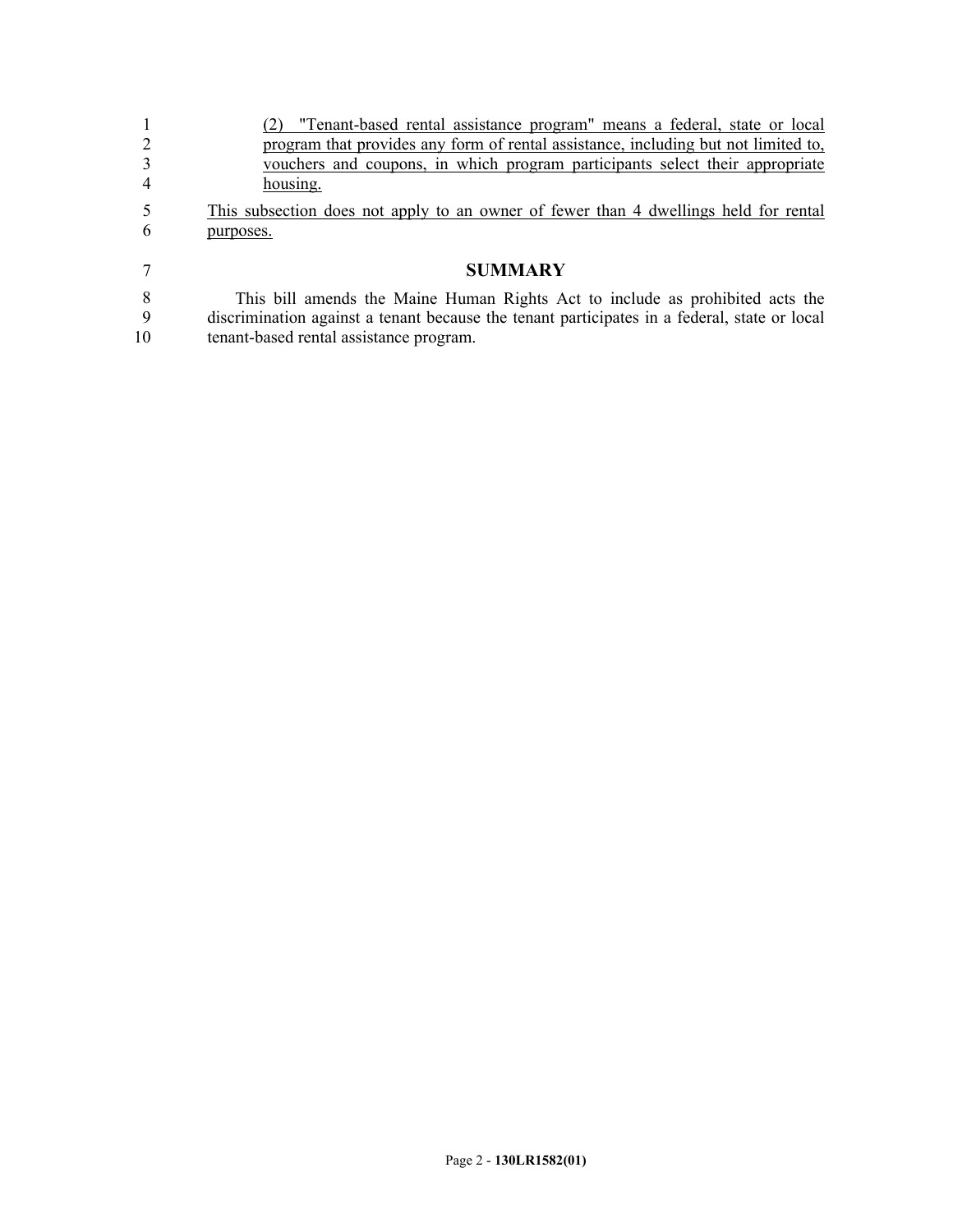(2) "Tenant-based rental assistance program" means a federal, state or local program that provides any form of rental assistance, including but not limited to, vouchers and coupons, in which program participants select their appropriate housing.

This subsection does not apply to an owner of fewer than 4 dwellings held for rental purposes.

## SUMMARY

This bill amends the Maine Human Rights Act to include as prohibited acts the discrimination against a tenant because the tenant participates in a federal, state or local tenant-based rental assistance program.